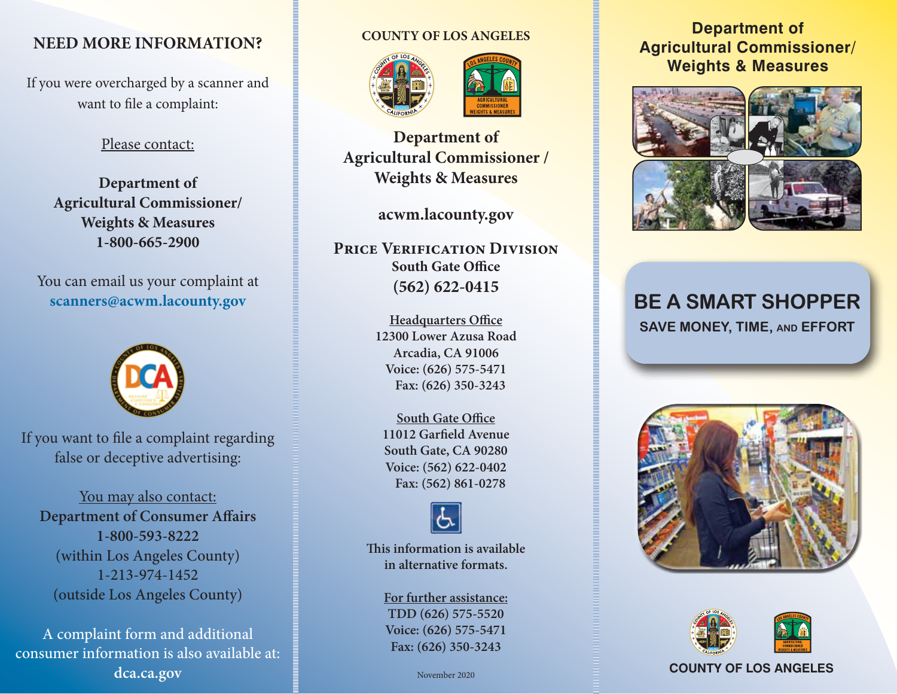## NEED MORE INFORMATION?

If you were overcharged by a scanner and want to file a complaint:

Please contact:

**Department of Agricultural Commissioner/ Weights & Measures**
**1-800-665-2900**

You can email us your complaint at
**scanners@acwm.lacounty.gov**

If you want to file a complaint regarding false or deceptive advertising:

You may also contact:
**Department of Consumer Affairs**
**1-800-593-8222**
(within Los Angeles County)
1-213-974-1452
(outside Los Angeles County)

A complaint form and additional consumer information is also available at:
**dca.ca.gov**

---

**COUNTY OF LOS ANGELES**

## Department of Agricultural Commissioner / Weights & Measures

**acwm.lacounty.gov**

**PRICE VERIFICATION DIVISION**
**South Gate Office**
**(562) 622-0415**

Headquarters Office
12300 Lower Azusa Road
Arcadia, CA 91006
Voice: (626) 575-5471
Fax: (626) 350-3243

South Gate Office
11012 Garfield Avenue
South Gate, CA 90280
Voice: (562) 622-0402
Fax: (562) 861-0278

This information is available in alternative formats.

For further assistance:
TDD (626) 575-5520
Voice: (626) 575-5471
Fax: (626) 350-3243

November 2020

---

## Department of Agricultural Commissioner/ Weights & Measures

# BE A SMART SHOPPER

**SAVE MONEY, TIME, AND EFFORT**

**COUNTY OF LOS ANGELES**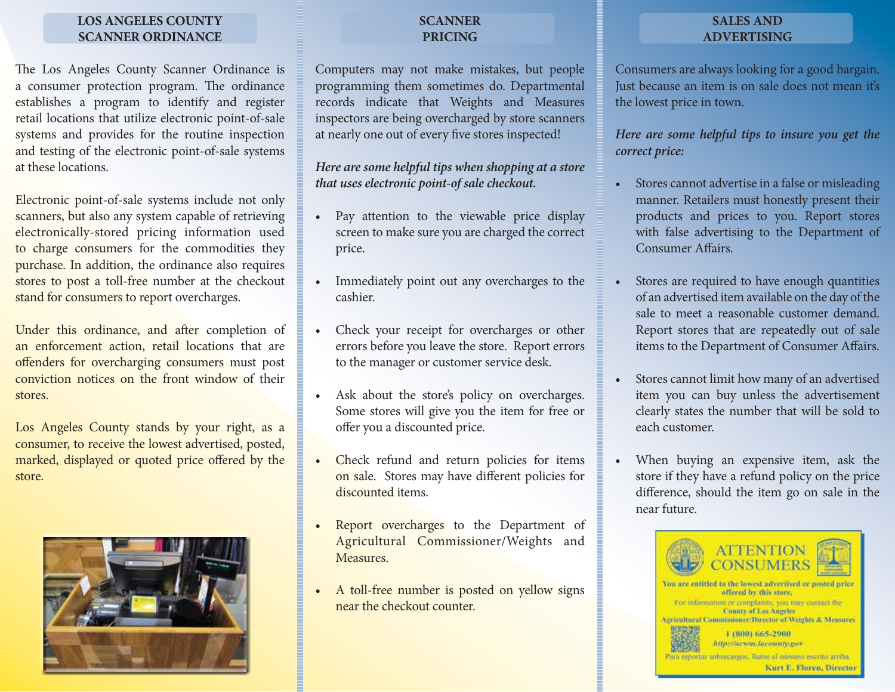## LOS ANGELES COUNTY SCANNER ORDINANCE

The Los Angeles County Scanner Ordinance is a consumer protection program. The ordinance establishes a program to identify and register retail locations that utilize electronic point-of-sale systems and provides for the routine inspection and testing of the electronic point-of-sale systems at these locations.

Electronic point-of-sale systems include not only scanners, but also any system capable of retrieving electronically-stored pricing information used to charge consumers for the commodities they purchase. In addition, the ordinance also requires stores to post a toll-free number at the checkout stand for consumers to report overcharges.

Under this ordinance, and after completion of an enforcement action, retail locations that are offenders for overcharging consumers must post conviction notices on the front window of their stores.

Los Angeles County stands by your right, as a consumer, to receive the lowest advertised, posted, marked, displayed or quoted price offered by the store.

## SCANNER PRICING

Computers may not make mistakes, but people programming them sometimes do. Departmental records indicate that Weights and Measures inspectors are being overcharged by store scanners at nearly one out of every five stores inspected!

***Here are some helpful tips when shopping at a store that uses electronic point-of sale checkout.***

- Pay attention to the viewable price display screen to make sure you are charged the correct price.
- Immediately point out any overcharges to the cashier.
- Check your receipt for overcharges or other errors before you leave the store. Report errors to the manager or customer service desk.
- Ask about the store's policy on overcharges. Some stores will give you the item for free or offer you a discounted price.
- Check refund and return policies for items on sale. Stores may have different policies for discounted items.
- Report overcharges to the Department of Agricultural Commissioner/Weights and Measures.
- A toll-free number is posted on yellow signs near the checkout counter.

## SALES AND ADVERTISING

Consumers are always looking for a good bargain. Just because an item is on sale does not mean it's the lowest price in town.

***Here are some helpful tips to insure you get the correct price:***

- Stores cannot advertise in a false or misleading manner. Retailers must honestly present their products and prices to you. Report stores with false advertising to the Department of Consumer Affairs.
- Stores are required to have enough quantities of an advertised item available on the day of the sale to meet a reasonable customer demand. Report stores that are repeatedly out of sale items to the Department of Consumer Affairs.
- Stores cannot limit how many of an advertised item you can buy unless the advertisement clearly states the number that will be sold to each customer.
- When buying an expensive item, ask the store if they have a refund policy on the price difference, should the item go on sale in the near future.

ATTENTION CONSUMERS

You are entitled to the lowest advertised or posted price offered by this store.

For information or complaints, you may contact the County of Los Angeles Agricultural Commissioner/Director of Weights & Measures

1 (800) 665-2900

http://acwm.lacounty.gov

Para reportar sobrecargos, llame al número escrito arriba.

Kurt E. Floren, Director